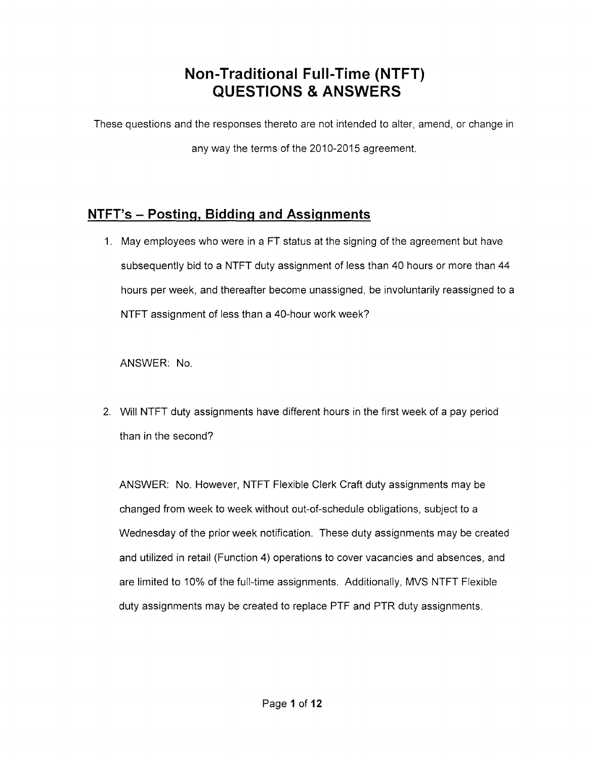# Non-Traditional Full-Time (NTFT) QUESTIONS & ANSWERS

These questions and the responses thereto are not intended to alter, amend, or change in any way the terms of the 2010-2015 agreement.

## NTFT's – Posting, Bidding and Assignments

1. May employees who were in a FT status at the signing of the agreement but have subsequently bid to a NTFT duty assignment of less than 40 hours or more than 44 hours per week, and thereafter become unassigned, be involuntarily reassigned to a NTFT assignment of less than a 40-hour work week?

   ANSWER: No.

2. Will NTFT duty assignments have different hours in the first week of a pay period than in the second?

   ANSWER: No. However, NTFT Flexible Clerk Craft duty assignments may be changed from week to week without out-of-schedule obligations, subject to a Wednesday of the prior week notification. These duty assignments may be created and utilized in retail (Function 4) operations to cover vacancies and absences, and are limited to 10% of the full-time assignments. Additionally, MVS NTFT Flexible duty assignments may be created to replace PTF and PTR duty assignments.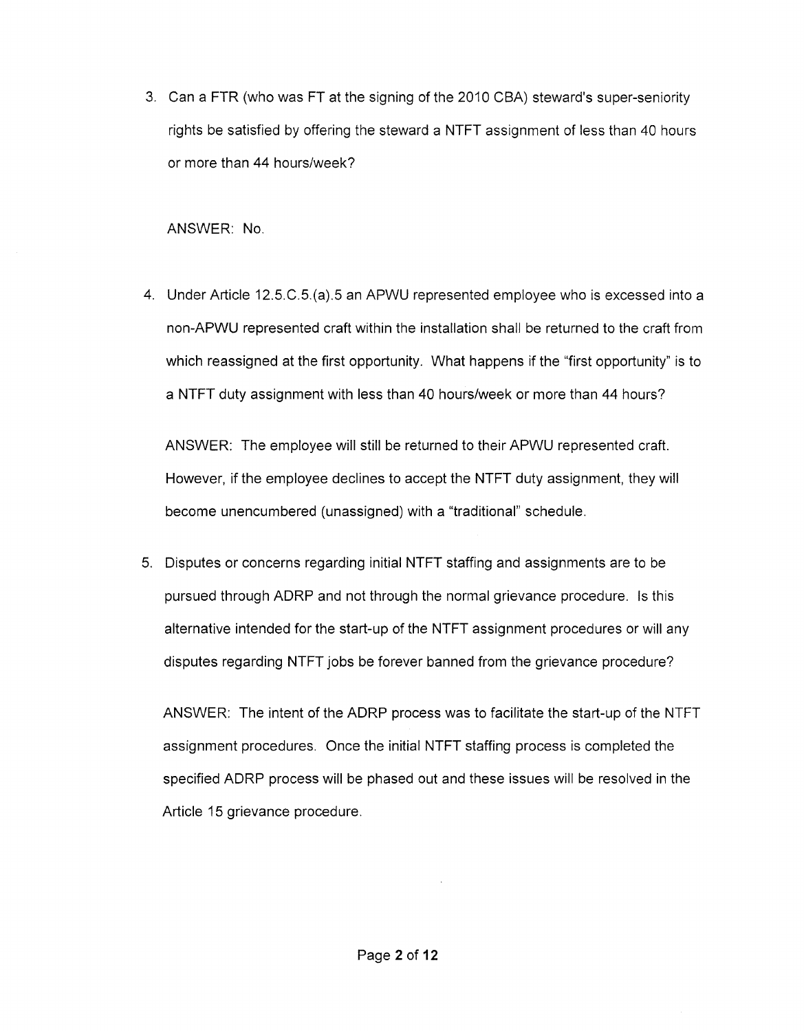3. Can a FTR (who was FT at the signing of the 2010 CBA) steward's super-seniority rights be satisfied by offering the steward a NTFT assignment of less than 40 hours or more than 44 hours/week?

   ANSWER: No.

4. Under Article 12.5.C.5.(a).5 an APWU represented employee who is excessed into a non-APWU represented craft within the installation shall be returned to the craft from which reassigned at the first opportunity. What happens if the "first opportunity" is to a NTFT duty assignment with less than 40 hours/week or more than 44 hours?

   ANSWER: The employee will still be returned to their APWU represented craft. However, if the employee declines to accept the NTFT duty assignment, they will become unencumbered (unassigned) with a "traditional" schedule.

5. Disputes or concerns regarding initial NTFT staffing and assignments are to be pursued through ADRP and not through the normal grievance procedure. Is this alternative intended for the start-up of the NTFT assignment procedures or will any disputes regarding NTFT jobs be forever banned from the grievance procedure?

   ANSWER: The intent of the ADRP process was to facilitate the start-up of the NTFT assignment procedures. Once the initial NTFT staffing process is completed the specified ADRP process will be phased out and these issues will be resolved in the Article 15 grievance procedure.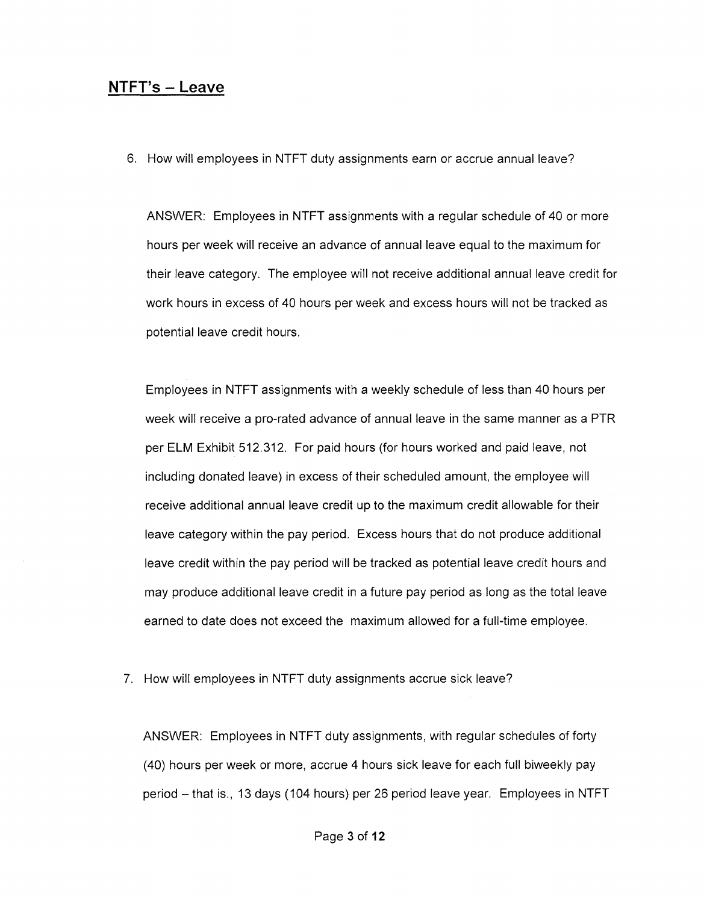## NTFT's – Leave

6. How will employees in NTFT duty assignments earn or accrue annual leave?

   ANSWER: Employees in NTFT assignments with a regular schedule of 40 or more hours per week will receive an advance of annual leave equal to the maximum for their leave category. The employee will not receive additional annual leave credit for work hours in excess of 40 hours per week and excess hours will not be tracked as potential leave credit hours.

   Employees in NTFT assignments with a weekly schedule of less than 40 hours per week will receive a pro-rated advance of annual leave in the same manner as a PTR per ELM Exhibit 512.312. For paid hours (for hours worked and paid leave, not including donated leave) in excess of their scheduled amount, the employee will receive additional annual leave credit up to the maximum credit allowable for their leave category within the pay period. Excess hours that do not produce additional leave credit within the pay period will be tracked as potential leave credit hours and may produce additional leave credit in a future pay period as long as the total leave earned to date does not exceed the maximum allowed for a full-time employee.

7. How will employees in NTFT duty assignments accrue sick leave?

   ANSWER: Employees in NTFT duty assignments, with regular schedules of forty (40) hours per week or more, accrue 4 hours sick leave for each full biweekly pay period – that is., 13 days (104 hours) per 26 period leave year. Employees in NTFT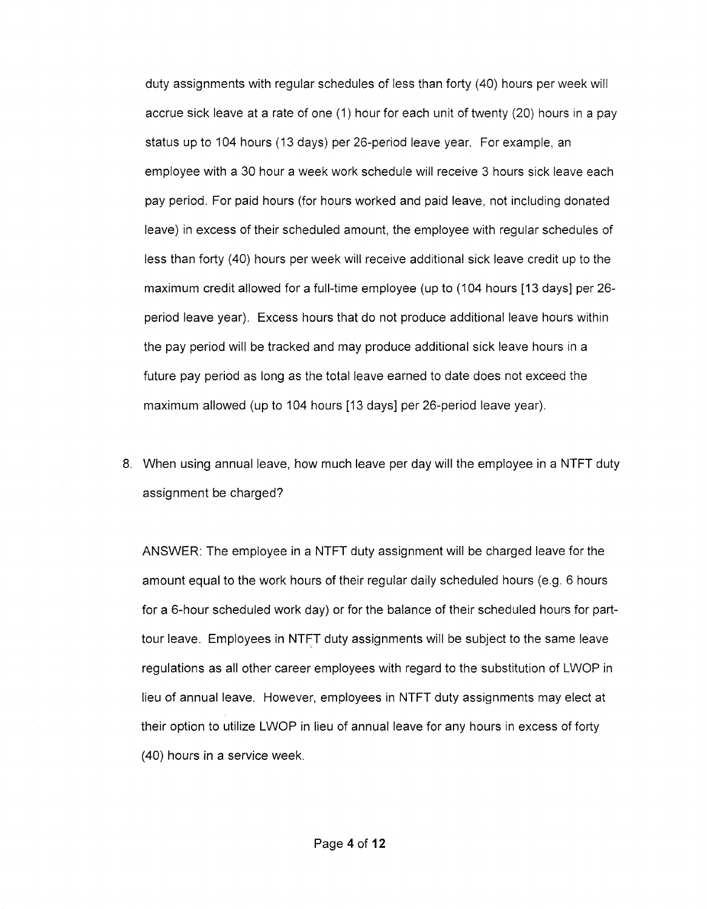duty assignments with regular schedules of less than forty (40) hours per week will accrue sick leave at a rate of one (1) hour for each unit of twenty (20) hours in a pay status up to 104 hours (13 days) per 26-period leave year. For example, an employee with a 30 hour a week work schedule will receive 3 hours sick leave each pay period. For paid hours (for hours worked and paid leave, not including donated leave) in excess of their scheduled amount, the employee with regular schedules of less than forty (40) hours per week will receive additional sick leave credit up to the maximum credit allowed for a full-time employee (up to (104 hours [13 days] per 26-period leave year). Excess hours that do not produce additional leave hours within the pay period will be tracked and may produce additional sick leave hours in a future pay period as long as the total leave earned to date does not exceed the maximum allowed (up to 104 hours [13 days] per 26-period leave year).

8. When using annual leave, how much leave per day will the employee in a NTFT duty assignment be charged?

   ANSWER: The employee in a NTFT duty assignment will be charged leave for the amount equal to the work hours of their regular daily scheduled hours (e.g. 6 hours for a 6-hour scheduled work day) or for the balance of their scheduled hours for part-tour leave. Employees in NTFT duty assignments will be subject to the same leave regulations as all other career employees with regard to the substitution of LWOP in lieu of annual leave. However, employees in NTFT duty assignments may elect at their option to utilize LWOP in lieu of annual leave for any hours in excess of forty (40) hours in a service week.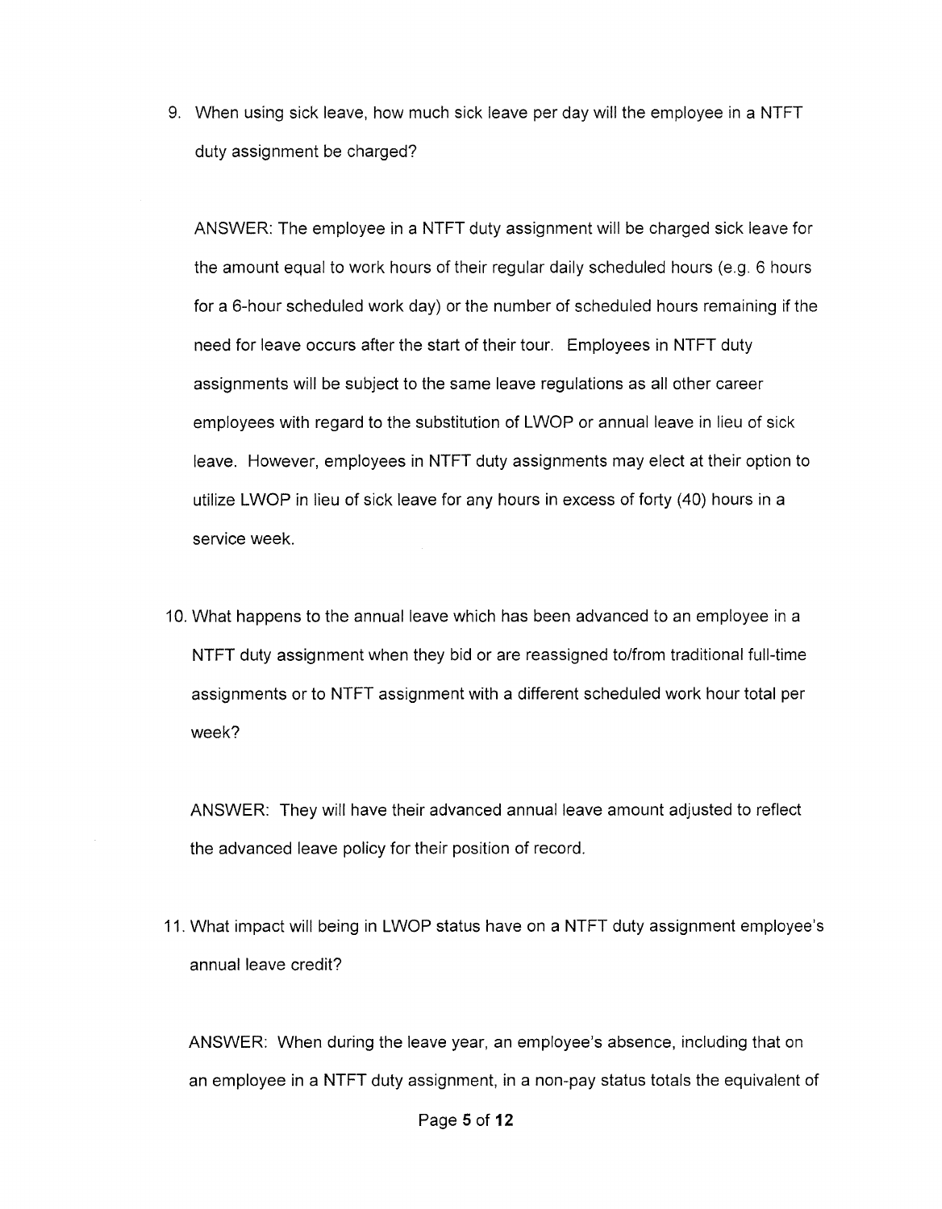9. When using sick leave, how much sick leave per day will the employee in a NTFT duty assignment be charged?

   ANSWER: The employee in a NTFT duty assignment will be charged sick leave for the amount equal to work hours of their regular daily scheduled hours (e.g. 6 hours for a 6-hour scheduled work day) or the number of scheduled hours remaining if the need for leave occurs after the start of their tour. Employees in NTFT duty assignments will be subject to the same leave regulations as all other career employees with regard to the substitution of LWOP or annual leave in lieu of sick leave. However, employees in NTFT duty assignments may elect at their option to utilize LWOP in lieu of sick leave for any hours in excess of forty (40) hours in a service week.

10. What happens to the annual leave which has been advanced to an employee in a NTFT duty assignment when they bid or are reassigned to/from traditional full-time assignments or to NTFT assignment with a different scheduled work hour total per week?

    ANSWER: They will have their advanced annual leave amount adjusted to reflect the advanced leave policy for their position of record.

11. What impact will being in LWOP status have on a NTFT duty assignment employee's annual leave credit?

    ANSWER: When during the leave year, an employee's absence, including that on an employee in a NTFT duty assignment, in a non-pay status totals the equivalent of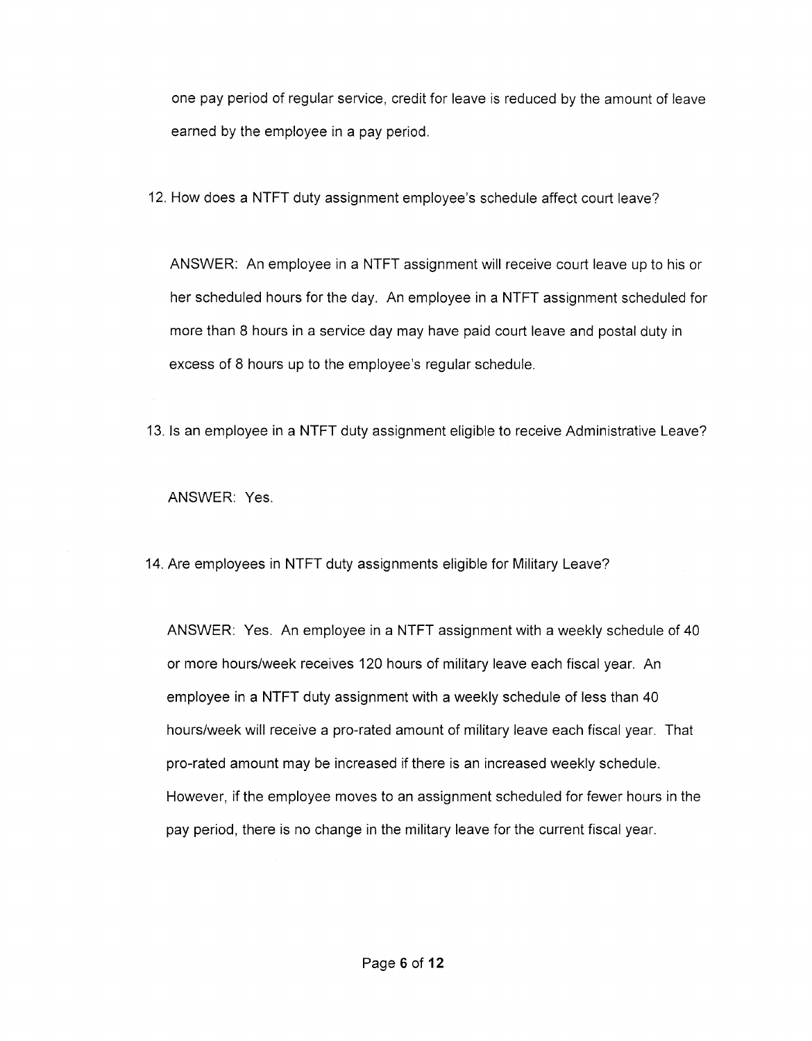one pay period of regular service, credit for leave is reduced by the amount of leave earned by the employee in a pay period.

12. How does a NTFT duty assignment employee's schedule affect court leave?

ANSWER: An employee in a NTFT assignment will receive court leave up to his or her scheduled hours for the day. An employee in a NTFT assignment scheduled for more than 8 hours in a service day may have paid court leave and postal duty in excess of 8 hours up to the employee's regular schedule.

13. Is an employee in a NTFT duty assignment eligible to receive Administrative Leave?

ANSWER: Yes.

14. Are employees in NTFT duty assignments eligible for Military Leave?

ANSWER: Yes. An employee in a NTFT assignment with a weekly schedule of 40 or more hours/week receives 120 hours of military leave each fiscal year. An employee in a NTFT duty assignment with a weekly schedule of less than 40 hours/week will receive a pro-rated amount of military leave each fiscal year. That pro-rated amount may be increased if there is an increased weekly schedule. However, if the employee moves to an assignment scheduled for fewer hours in the pay period, there is no change in the military leave for the current fiscal year.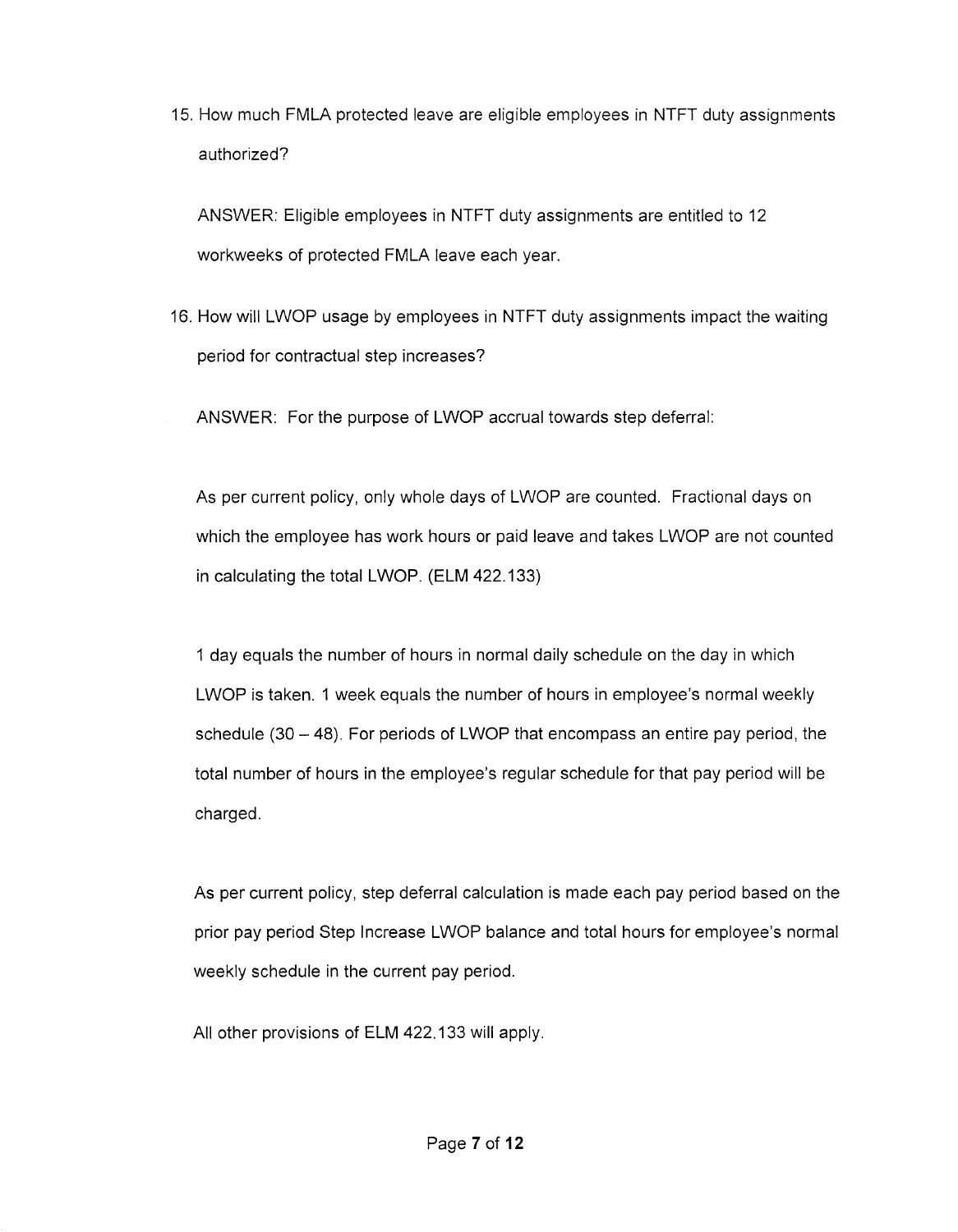15. How much FMLA protected leave are eligible employees in NTFT duty assignments authorized?

    ANSWER: Eligible employees in NTFT duty assignments are entitled to 12 workweeks of protected FMLA leave each year.

16. How will LWOP usage by employees in NTFT duty assignments impact the waiting period for contractual step increases?

    ANSWER: For the purpose of LWOP accrual towards step deferral:

    As per current policy, only whole days of LWOP are counted. Fractional days on which the employee has work hours or paid leave and takes LWOP are not counted in calculating the total LWOP. (ELM 422.133)

    1 day equals the number of hours in normal daily schedule on the day in which LWOP is taken. 1 week equals the number of hours in employee's normal weekly schedule (30 – 48). For periods of LWOP that encompass an entire pay period, the total number of hours in the employee's regular schedule for that pay period will be charged.

    As per current policy, step deferral calculation is made each pay period based on the prior pay period Step Increase LWOP balance and total hours for employee's normal weekly schedule in the current pay period.

    All other provisions of ELM 422.133 will apply.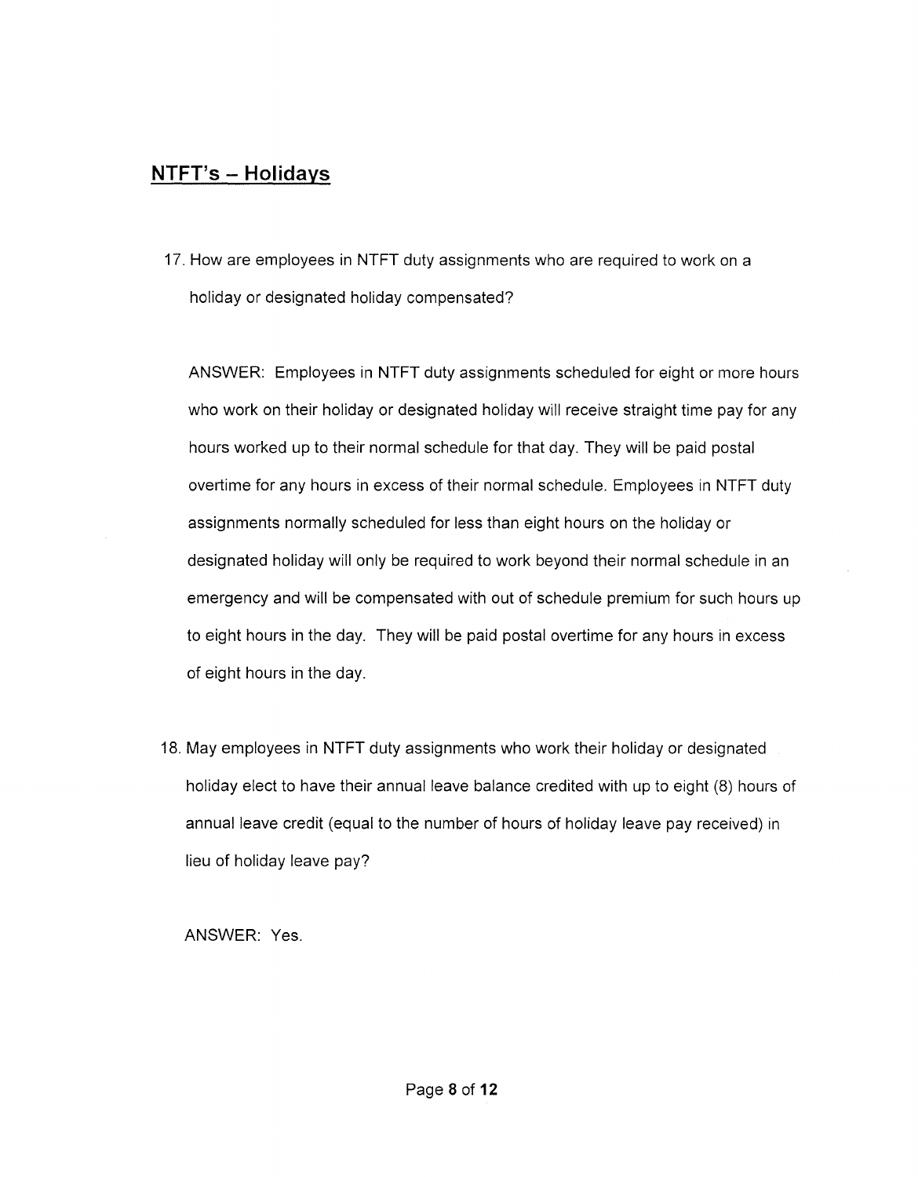## NTFT's – Holidays

17. How are employees in NTFT duty assignments who are required to work on a holiday or designated holiday compensated?

    ANSWER: Employees in NTFT duty assignments scheduled for eight or more hours who work on their holiday or designated holiday will receive straight time pay for any hours worked up to their normal schedule for that day. They will be paid postal overtime for any hours in excess of their normal schedule. Employees in NTFT duty assignments normally scheduled for less than eight hours on the holiday or designated holiday will only be required to work beyond their normal schedule in an emergency and will be compensated with out of schedule premium for such hours up to eight hours in the day. They will be paid postal overtime for any hours in excess of eight hours in the day.

18. May employees in NTFT duty assignments who work their holiday or designated holiday elect to have their annual leave balance credited with up to eight (8) hours of annual leave credit (equal to the number of hours of holiday leave pay received) in lieu of holiday leave pay?

    ANSWER: Yes.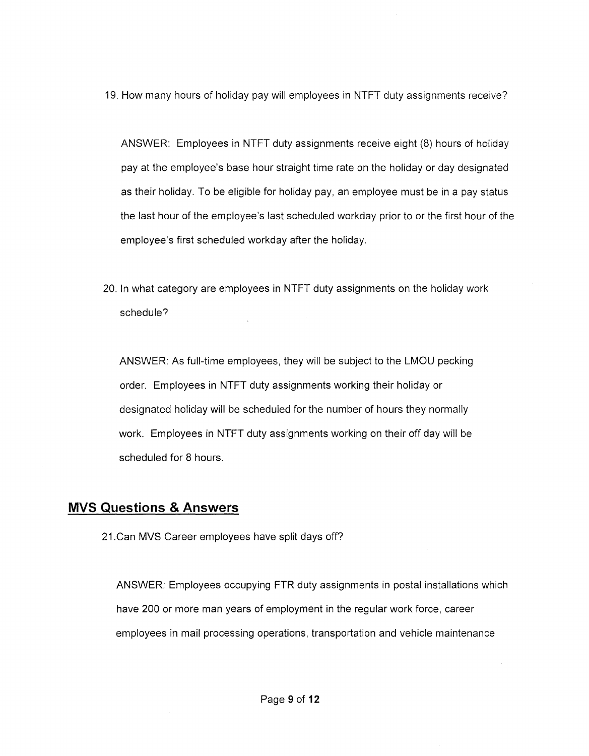19. How many hours of holiday pay will employees in NTFT duty assignments receive?

    ANSWER: Employees in NTFT duty assignments receive eight (8) hours of holiday pay at the employee's base hour straight time rate on the holiday or day designated as their holiday. To be eligible for holiday pay, an employee must be in a pay status the last hour of the employee's last scheduled workday prior to or the first hour of the employee's first scheduled workday after the holiday.

20. In what category are employees in NTFT duty assignments on the holiday work schedule?

    ANSWER: As full-time employees, they will be subject to the LMOU pecking order. Employees in NTFT duty assignments working their holiday or designated holiday will be scheduled for the number of hours they normally work. Employees in NTFT duty assignments working on their off day will be scheduled for 8 hours.

## MVS Questions & Answers

21. Can MVS Career employees have split days off?

    ANSWER: Employees occupying FTR duty assignments in postal installations which have 200 or more man years of employment in the regular work force, career employees in mail processing operations, transportation and vehicle maintenance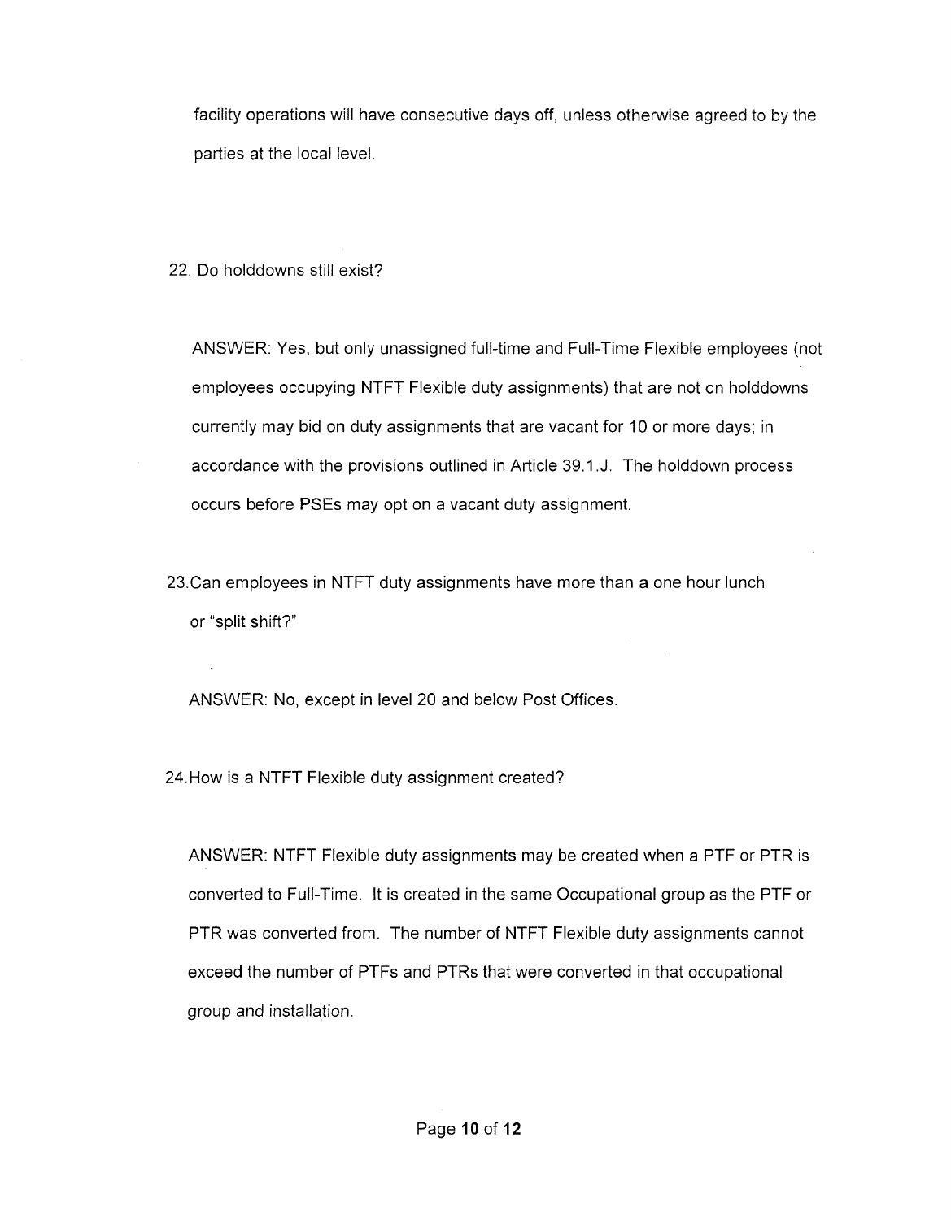facility operations will have consecutive days off, unless otherwise agreed to by the parties at the local level.

22. Do holddowns still exist?

ANSWER: Yes, but only unassigned full-time and Full-Time Flexible employees (not employees occupying NTFT Flexible duty assignments) that are not on holddowns currently may bid on duty assignments that are vacant for 10 or more days; in accordance with the provisions outlined in Article 39.1.J. The holddown process occurs before PSEs may opt on a vacant duty assignment.

23. Can employees in NTFT duty assignments have more than a one hour lunch or "split shift?"

ANSWER: No, except in level 20 and below Post Offices.

24. How is a NTFT Flexible duty assignment created?

ANSWER: NTFT Flexible duty assignments may be created when a PTF or PTR is converted to Full-Time. It is created in the same Occupational group as the PTF or PTR was converted from. The number of NTFT Flexible duty assignments cannot exceed the number of PTFs and PTRs that were converted in that occupational group and installation.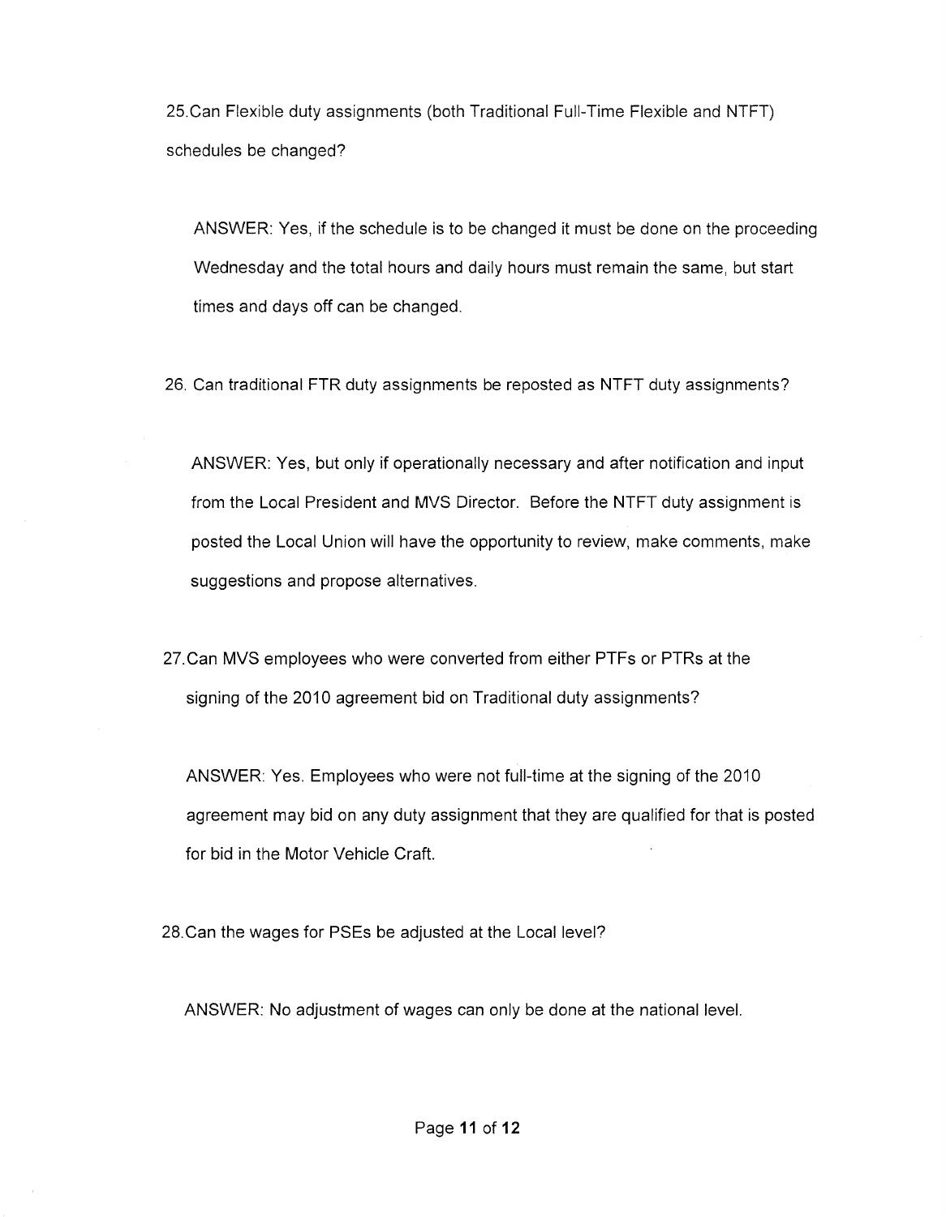25.Can Flexible duty assignments (both Traditional Full-Time Flexible and NTFT) schedules be changed?

ANSWER: Yes, if the schedule is to be changed it must be done on the proceeding Wednesday and the total hours and daily hours must remain the same, but start times and days off can be changed.

26. Can traditional FTR duty assignments be reposted as NTFT duty assignments?

ANSWER: Yes, but only if operationally necessary and after notification and input from the Local President and MVS Director. Before the NTFT duty assignment is posted the Local Union will have the opportunity to review, make comments, make suggestions and propose alternatives.

27.Can MVS employees who were converted from either PTFs or PTRs at the signing of the 2010 agreement bid on Traditional duty assignments?

ANSWER: Yes. Employees who were not full-time at the signing of the 2010 agreement may bid on any duty assignment that they are qualified for that is posted for bid in the Motor Vehicle Craft.

28.Can the wages for PSEs be adjusted at the Local level?

ANSWER: No adjustment of wages can only be done at the national level.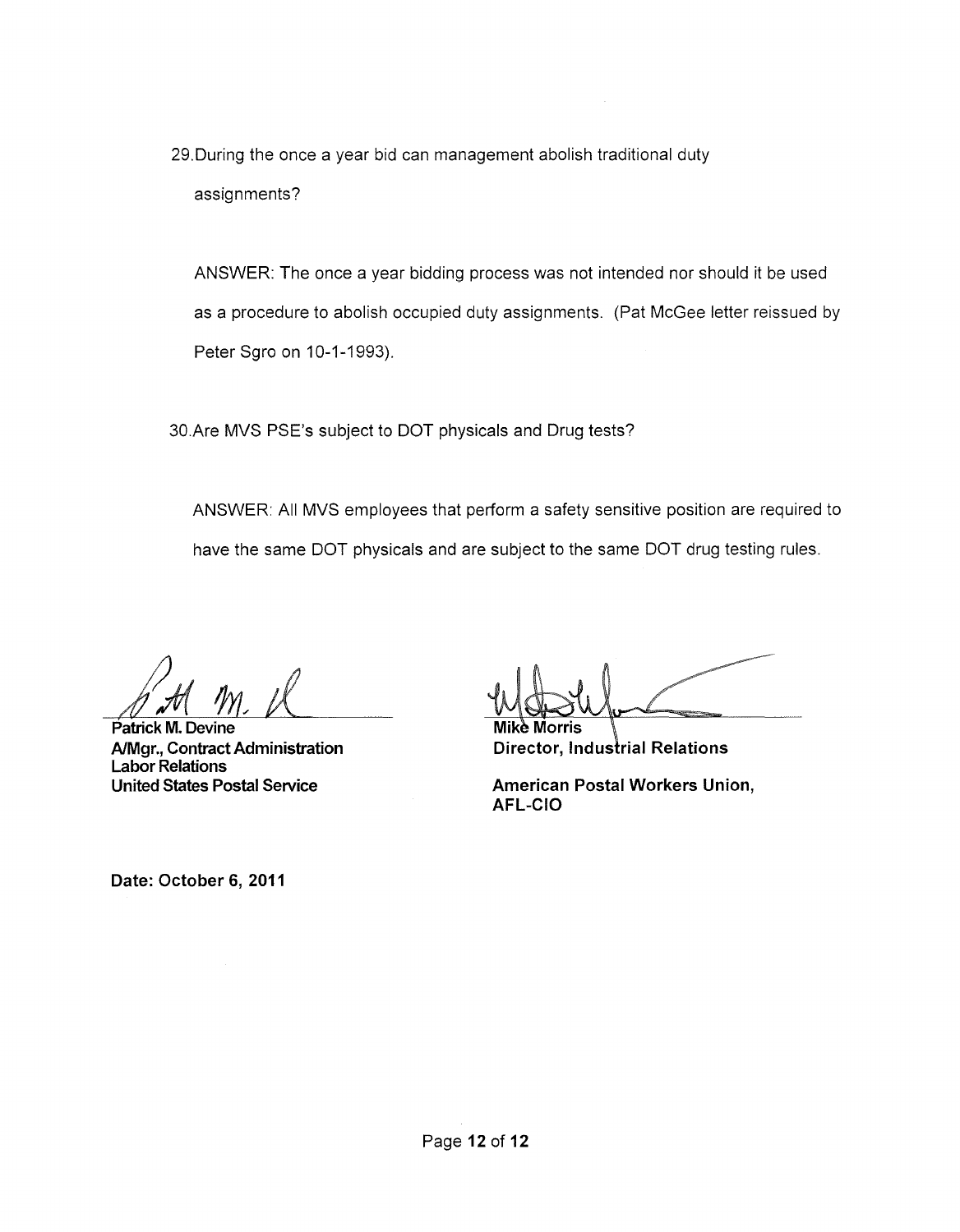29. During the once a year bid can management abolish traditional duty assignments?

    ANSWER: The once a year bidding process was not intended nor should it be used as a procedure to abolish occupied duty assignments. (Pat McGee letter reissued by Peter Sgro on 10-1-1993).

30. Are MVS PSE's subject to DOT physicals and Drug tests?

    ANSWER: All MVS employees that perform a safety sensitive position are required to have the same DOT physicals and are subject to the same DOT drug testing rules.

**Patrick M. Devine**
**A/Mgr., Contract Administration**
**Labor Relations**
**United States Postal Service**

**Mike Morris**
**Director, Industrial Relations**

**American Postal Workers Union, AFL-CIO**

**Date: October 6, 2011**